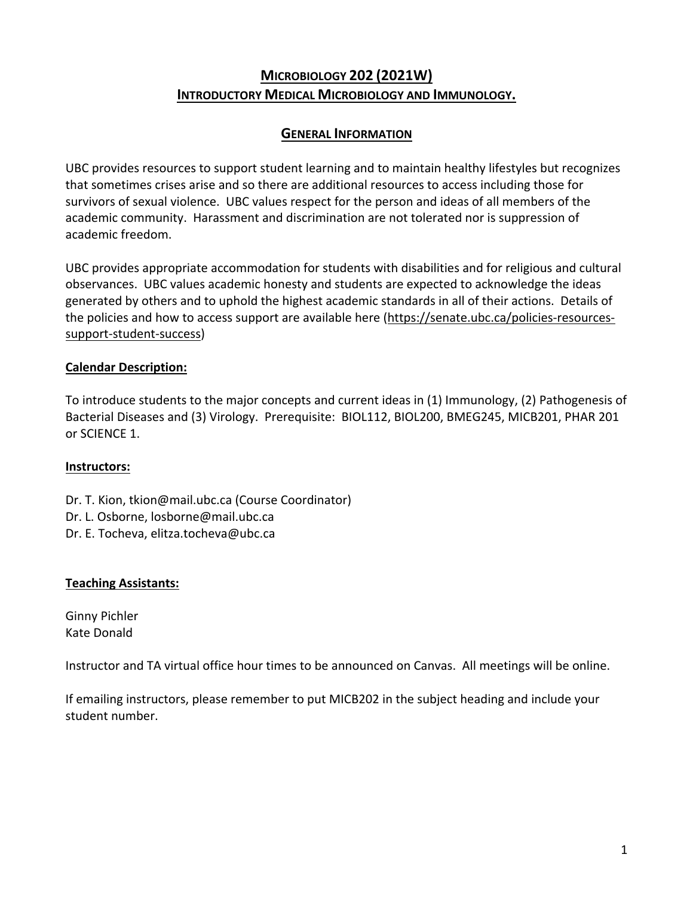# MICROBIOLOGY 202 (2021W)
## INTRODUCTORY MEDICAL MICROBIOLOGY AND IMMUNOLOGY.

## GENERAL INFORMATION

UBC provides resources to support student learning and to maintain healthy lifestyles but recognizes that sometimes crises arise and so there are additional resources to access including those for survivors of sexual violence. UBC values respect for the person and ideas of all members of the academic community. Harassment and discrimination are not tolerated nor is suppression of academic freedom.

UBC provides appropriate accommodation for students with disabilities and for religious and cultural observances. UBC values academic honesty and students are expected to acknowledge the ideas generated by others and to uphold the highest academic standards in all of their actions. Details of the policies and how to access support are available here (https://senate.ubc.ca/policies-resources-support-student-success)

**Calendar Description:**

To introduce students to the major concepts and current ideas in (1) Immunology, (2) Pathogenesis of Bacterial Diseases and (3) Virology. Prerequisite: BIOL112, BIOL200, BMEG245, MICB201, PHAR 201 or SCIENCE 1.

**Instructors:**

Dr. T. Kion, tkion@mail.ubc.ca (Course Coordinator)
Dr. L. Osborne, losborne@mail.ubc.ca
Dr. E. Tocheva, elitza.tocheva@ubc.ca

**Teaching Assistants:**

Ginny Pichler
Kate Donald

Instructor and TA virtual office hour times to be announced on Canvas. All meetings will be online.

If emailing instructors, please remember to put MICB202 in the subject heading and include your student number.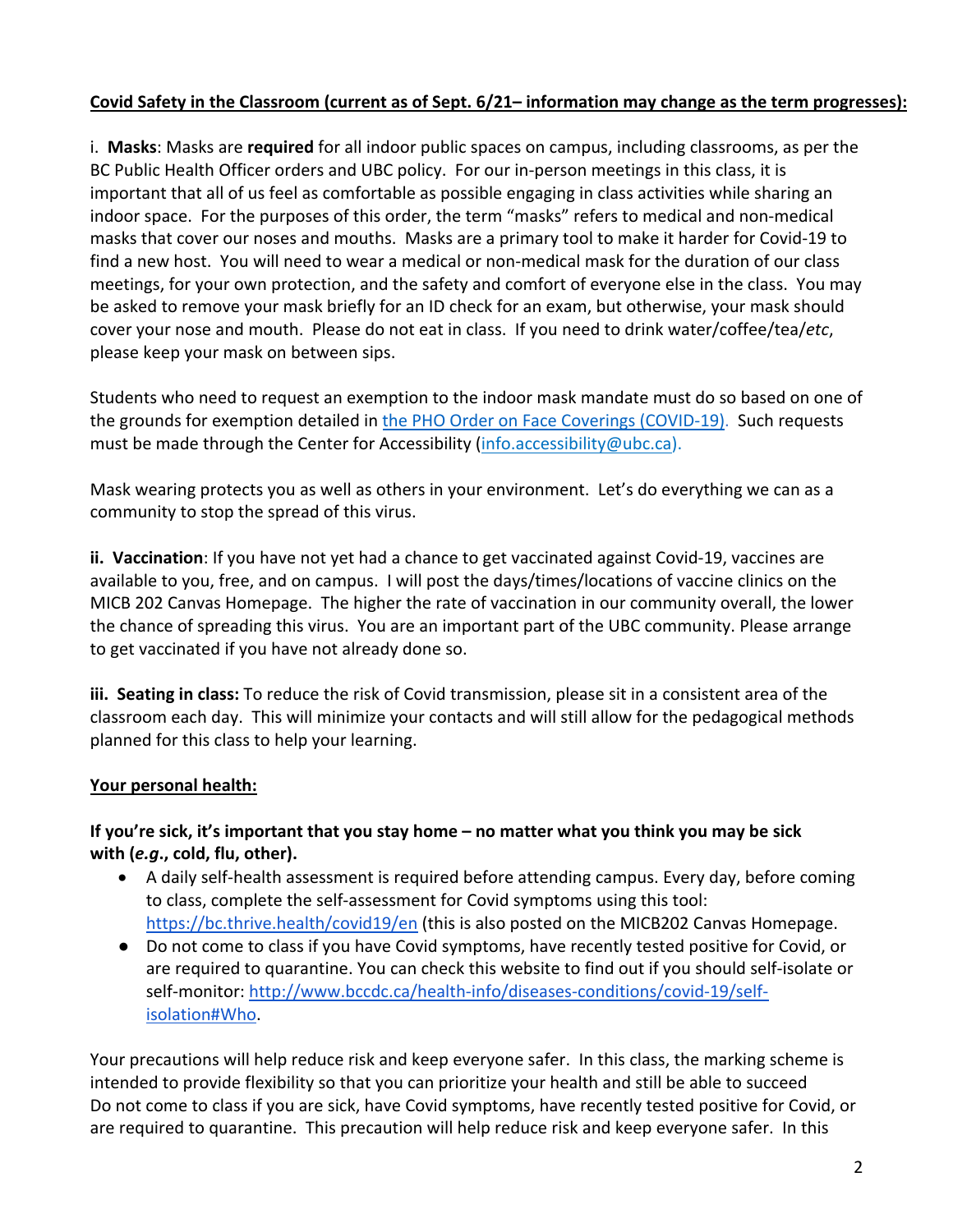**Covid Safety in the Classroom (current as of Sept. 6/21– information may change as the term progresses):**

i. **Masks**: Masks are **required** for all indoor public spaces on campus, including classrooms, as per the BC Public Health Officer orders and UBC policy. For our in-person meetings in this class, it is important that all of us feel as comfortable as possible engaging in class activities while sharing an indoor space. For the purposes of this order, the term "masks" refers to medical and non-medical masks that cover our noses and mouths. Masks are a primary tool to make it harder for Covid-19 to find a new host. You will need to wear a medical or non-medical mask for the duration of our class meetings, for your own protection, and the safety and comfort of everyone else in the class. You may be asked to remove your mask briefly for an ID check for an exam, but otherwise, your mask should cover your nose and mouth. Please do not eat in class. If you need to drink water/coffee/tea/*etc*, please keep your mask on between sips.

Students who need to request an exemption to the indoor mask mandate must do so based on one of the grounds for exemption detailed in the PHO Order on Face Coverings (COVID-19). Such requests must be made through the Center for Accessibility (info.accessibility@ubc.ca).

Mask wearing protects you as well as others in your environment. Let's do everything we can as a community to stop the spread of this virus.

**ii. Vaccination**: If you have not yet had a chance to get vaccinated against Covid-19, vaccines are available to you, free, and on campus. I will post the days/times/locations of vaccine clinics on the MICB 202 Canvas Homepage. The higher the rate of vaccination in our community overall, the lower the chance of spreading this virus. You are an important part of the UBC community. Please arrange to get vaccinated if you have not already done so.

**iii. Seating in class:** To reduce the risk of Covid transmission, please sit in a consistent area of the classroom each day. This will minimize your contacts and will still allow for the pedagogical methods planned for this class to help your learning.

**Your personal health:**

**If you're sick, it's important that you stay home – no matter what you think you may be sick with (*e.g.*, cold, flu, other).**

- A daily self-health assessment is required before attending campus. Every day, before coming to class, complete the self-assessment for Covid symptoms using this tool: https://bc.thrive.health/covid19/en (this is also posted on the MICB202 Canvas Homepage.
- Do not come to class if you have Covid symptoms, have recently tested positive for Covid, or are required to quarantine. You can check this website to find out if you should self-isolate or self-monitor: http://www.bccdc.ca/health-info/diseases-conditions/covid-19/self-isolation#Who.

Your precautions will help reduce risk and keep everyone safer. In this class, the marking scheme is intended to provide flexibility so that you can prioritize your health and still be able to succeed
Do not come to class if you are sick, have Covid symptoms, have recently tested positive for Covid, or are required to quarantine. This precaution will help reduce risk and keep everyone safer. In this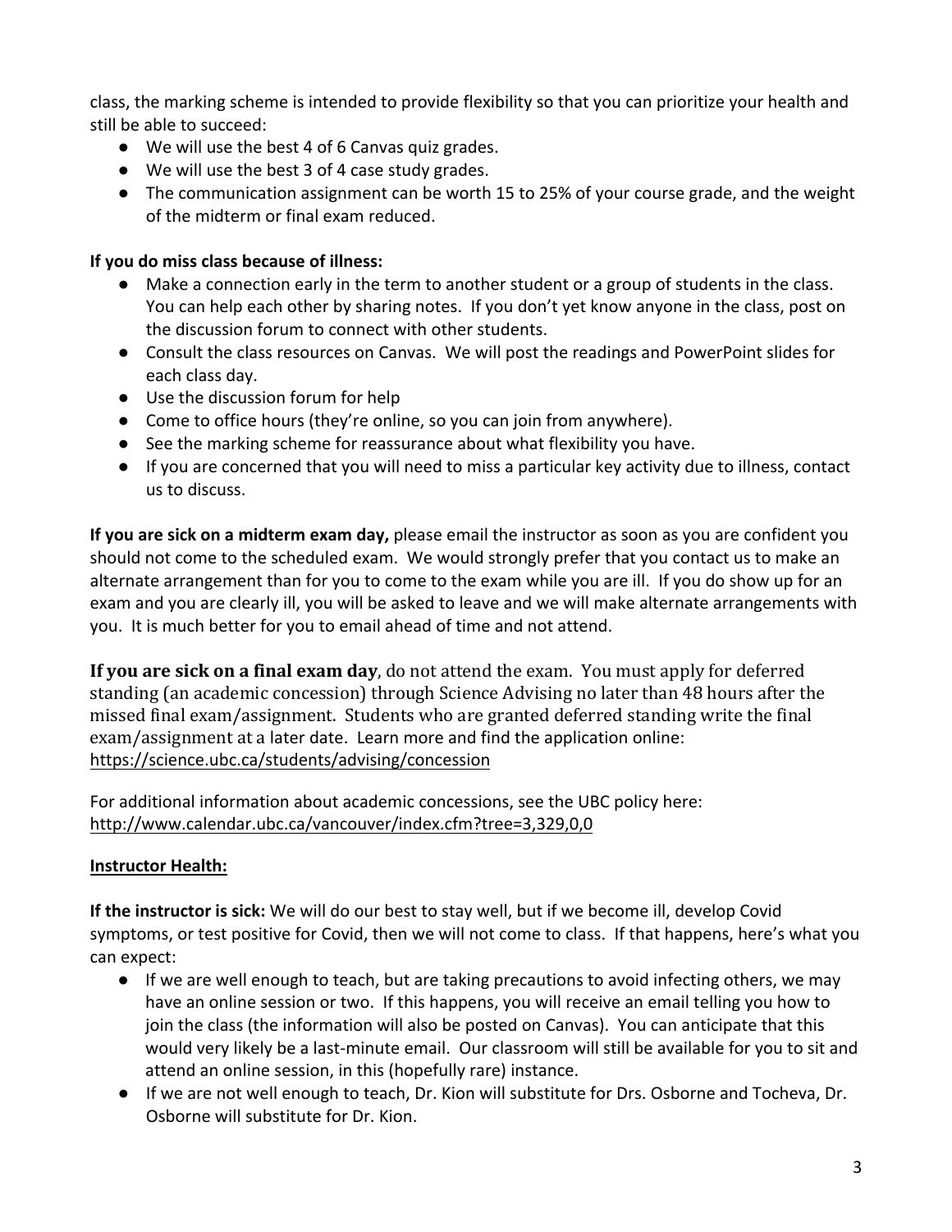class, the marking scheme is intended to provide flexibility so that you can prioritize your health and still be able to succeed:

- We will use the best 4 of 6 Canvas quiz grades.
- We will use the best 3 of 4 case study grades.
- The communication assignment can be worth 15 to 25% of your course grade, and the weight of the midterm or final exam reduced.

**If you do miss class because of illness:**

- Make a connection early in the term to another student or a group of students in the class. You can help each other by sharing notes. If you don't yet know anyone in the class, post on the discussion forum to connect with other students.
- Consult the class resources on Canvas. We will post the readings and PowerPoint slides for each class day.
- Use the discussion forum for help
- Come to office hours (they're online, so you can join from anywhere).
- See the marking scheme for reassurance about what flexibility you have.
- If you are concerned that you will need to miss a particular key activity due to illness, contact us to discuss.

**If you are sick on a midterm exam day,** please email the instructor as soon as you are confident you should not come to the scheduled exam. We would strongly prefer that you contact us to make an alternate arrangement than for you to come to the exam while you are ill. If you do show up for an exam and you are clearly ill, you will be asked to leave and we will make alternate arrangements with you. It is much better for you to email ahead of time and not attend.

**If you are sick on a final exam day**, do not attend the exam. You must apply for deferred standing (an academic concession) through Science Advising no later than 48 hours after the missed final exam/assignment. Students who are granted deferred standing write the final exam/assignment at a later date. Learn more and find the application online: https://science.ubc.ca/students/advising/concession

For additional information about academic concessions, see the UBC policy here: http://www.calendar.ubc.ca/vancouver/index.cfm?tree=3,329,0,0

**Instructor Health:**

**If the instructor is sick:** We will do our best to stay well, but if we become ill, develop Covid symptoms, or test positive for Covid, then we will not come to class. If that happens, here's what you can expect:

- If we are well enough to teach, but are taking precautions to avoid infecting others, we may have an online session or two. If this happens, you will receive an email telling you how to join the class (the information will also be posted on Canvas). You can anticipate that this would very likely be a last-minute email. Our classroom will still be available for you to sit and attend an online session, in this (hopefully rare) instance.
- If we are not well enough to teach, Dr. Kion will substitute for Drs. Osborne and Tocheva, Dr. Osborne will substitute for Dr. Kion.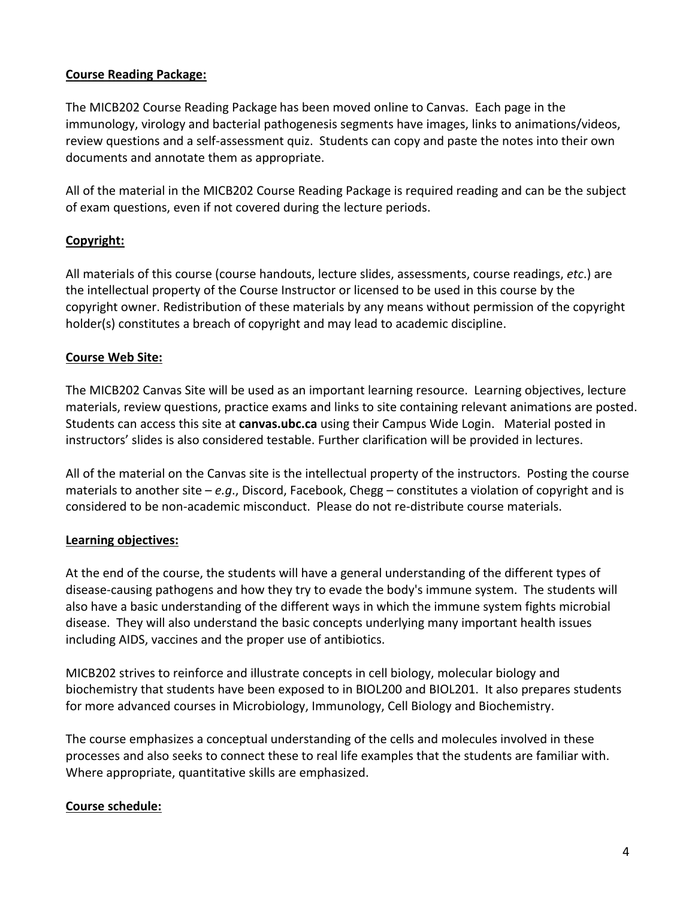**Course Reading Package:**

The MICB202 Course Reading Package has been moved online to Canvas. Each page in the immunology, virology and bacterial pathogenesis segments have images, links to animations/videos, review questions and a self-assessment quiz. Students can copy and paste the notes into their own documents and annotate them as appropriate.

All of the material in the MICB202 Course Reading Package is required reading and can be the subject of exam questions, even if not covered during the lecture periods.

**Copyright:**

All materials of this course (course handouts, lecture slides, assessments, course readings, *etc*.) are the intellectual property of the Course Instructor or licensed to be used in this course by the copyright owner. Redistribution of these materials by any means without permission of the copyright holder(s) constitutes a breach of copyright and may lead to academic discipline.

**Course Web Site:**

The MICB202 Canvas Site will be used as an important learning resource. Learning objectives, lecture materials, review questions, practice exams and links to site containing relevant animations are posted. Students can access this site at **canvas.ubc.ca** using their Campus Wide Login. Material posted in instructors' slides is also considered testable. Further clarification will be provided in lectures.

All of the material on the Canvas site is the intellectual property of the instructors. Posting the course materials to another site – *e.g*., Discord, Facebook, Chegg – constitutes a violation of copyright and is considered to be non-academic misconduct. Please do not re-distribute course materials.

**Learning objectives:**

At the end of the course, the students will have a general understanding of the different types of disease-causing pathogens and how they try to evade the body's immune system. The students will also have a basic understanding of the different ways in which the immune system fights microbial disease. They will also understand the basic concepts underlying many important health issues including AIDS, vaccines and the proper use of antibiotics.

MICB202 strives to reinforce and illustrate concepts in cell biology, molecular biology and biochemistry that students have been exposed to in BIOL200 and BIOL201. It also prepares students for more advanced courses in Microbiology, Immunology, Cell Biology and Biochemistry.

The course emphasizes a conceptual understanding of the cells and molecules involved in these processes and also seeks to connect these to real life examples that the students are familiar with. Where appropriate, quantitative skills are emphasized.

**Course schedule:**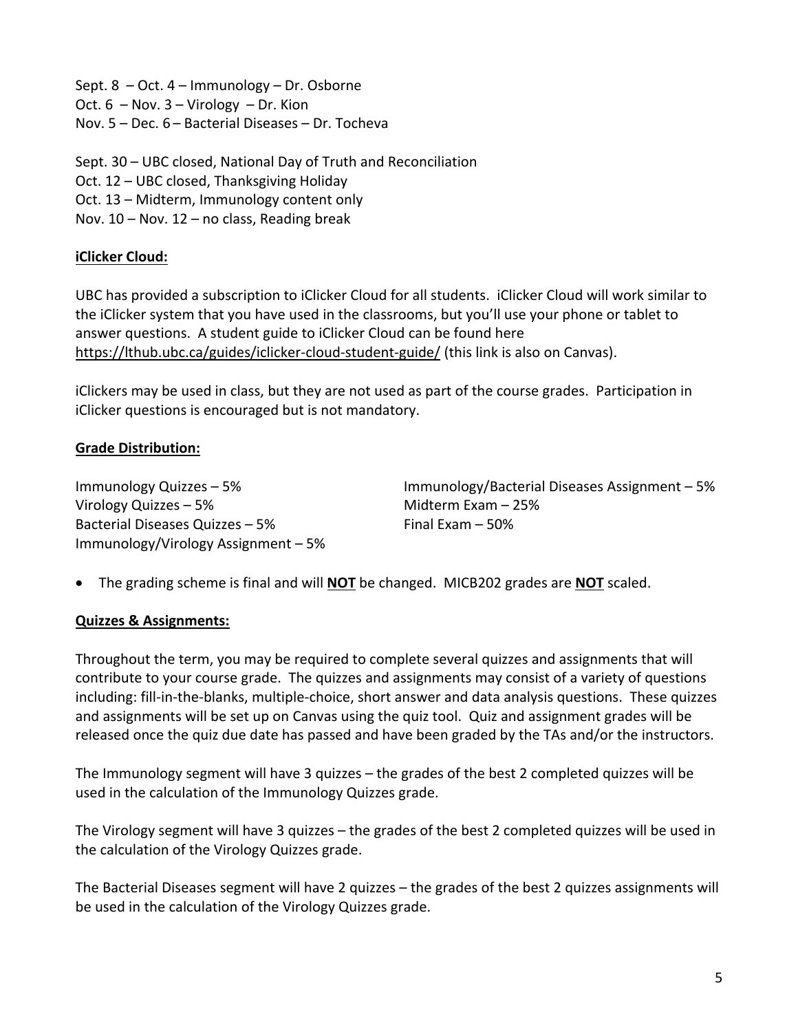Sept. 8 – Oct. 4 – Immunology – Dr. Osborne
Oct. 6 – Nov. 3 – Virology – Dr. Kion
Nov. 5 – Dec. 6 – Bacterial Diseases – Dr. Tocheva

Sept. 30 – UBC closed, National Day of Truth and Reconciliation
Oct. 12 – UBC closed, Thanksgiving Holiday
Oct. 13 – Midterm, Immunology content only
Nov. 10 – Nov. 12 – no class, Reading break

## iClicker Cloud:

UBC has provided a subscription to iClicker Cloud for all students. iClicker Cloud will work similar to the iClicker system that you have used in the classrooms, but you'll use your phone or tablet to answer questions. A student guide to iClicker Cloud can be found here https://lthub.ubc.ca/guides/iclicker-cloud-student-guide/ (this link is also on Canvas).

iClickers may be used in class, but they are not used as part of the course grades. Participation in iClicker questions is encouraged but is not mandatory.

## Grade Distribution:

Immunology Quizzes – 5%
Virology Quizzes – 5%
Bacterial Diseases Quizzes – 5%
Immunology/Virology Assignment – 5%
Immunology/Bacterial Diseases Assignment – 5%
Midterm Exam – 25%
Final Exam – 50%

- The grading scheme is final and will **NOT** be changed. MICB202 grades are **NOT** scaled.

## Quizzes & Assignments:

Throughout the term, you may be required to complete several quizzes and assignments that will contribute to your course grade. The quizzes and assignments may consist of a variety of questions including: fill-in-the-blanks, multiple-choice, short answer and data analysis questions. These quizzes and assignments will be set up on Canvas using the quiz tool. Quiz and assignment grades will be released once the quiz due date has passed and have been graded by the TAs and/or the instructors.

The Immunology segment will have 3 quizzes – the grades of the best 2 completed quizzes will be used in the calculation of the Immunology Quizzes grade.

The Virology segment will have 3 quizzes – the grades of the best 2 completed quizzes will be used in the calculation of the Virology Quizzes grade.

The Bacterial Diseases segment will have 2 quizzes – the grades of the best 2 quizzes assignments will be used in the calculation of the Virology Quizzes grade.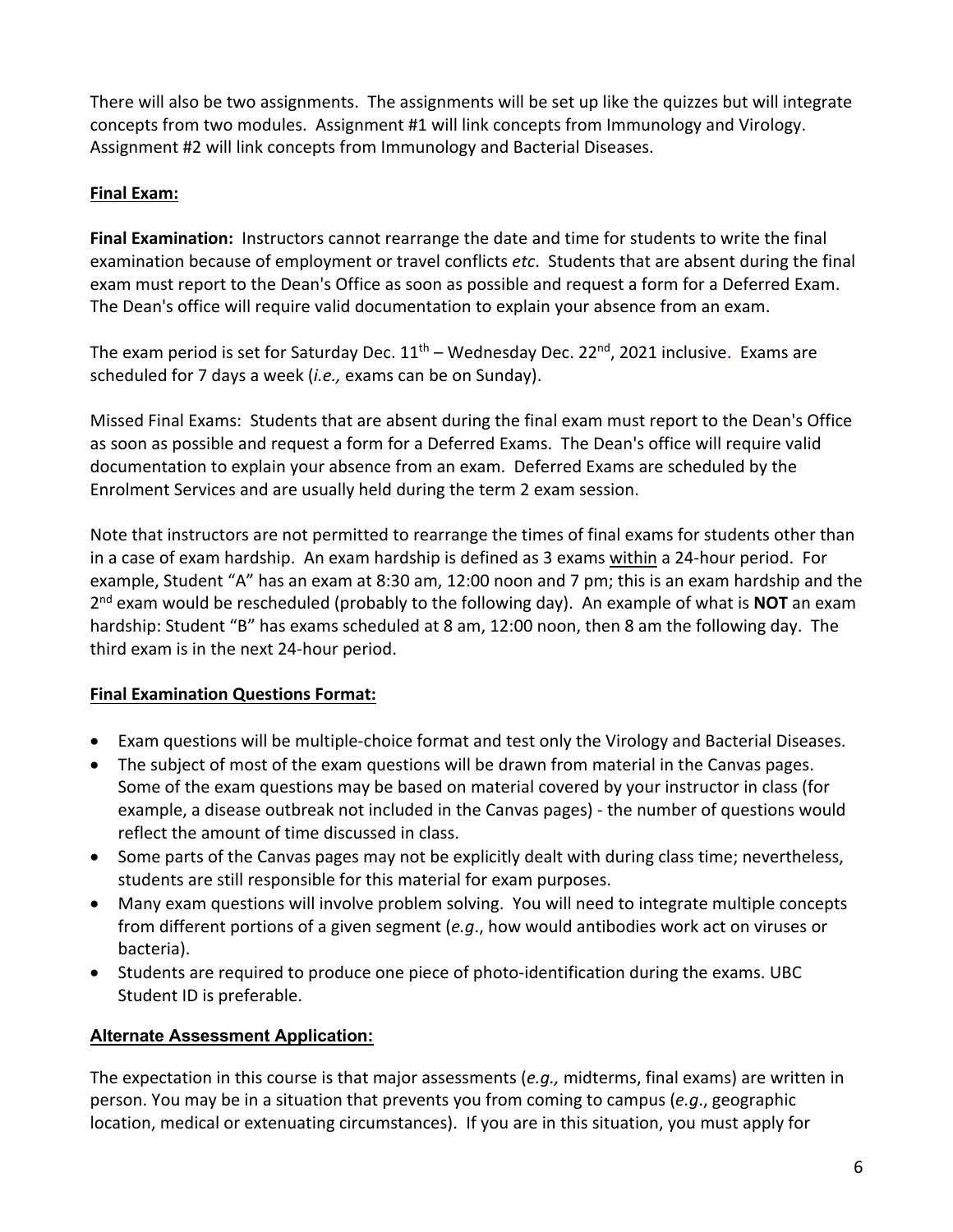There will also be two assignments. The assignments will be set up like the quizzes but will integrate concepts from two modules. Assignment #1 will link concepts from Immunology and Virology. Assignment #2 will link concepts from Immunology and Bacterial Diseases.

## Final Exam:

**Final Examination:** Instructors cannot rearrange the date and time for students to write the final examination because of employment or travel conflicts *etc*. Students that are absent during the final exam must report to the Dean's Office as soon as possible and request a form for a Deferred Exam. The Dean's office will require valid documentation to explain your absence from an exam.

The exam period is set for Saturday Dec. 11th – Wednesday Dec. 22nd, 2021 inclusive. Exams are scheduled for 7 days a week (*i.e.,* exams can be on Sunday).

Missed Final Exams: Students that are absent during the final exam must report to the Dean's Office as soon as possible and request a form for a Deferred Exams. The Dean's office will require valid documentation to explain your absence from an exam. Deferred Exams are scheduled by the Enrolment Services and are usually held during the term 2 exam session.

Note that instructors are not permitted to rearrange the times of final exams for students other than in a case of exam hardship. An exam hardship is defined as 3 exams within a 24-hour period. For example, Student "A" has an exam at 8:30 am, 12:00 noon and 7 pm; this is an exam hardship and the 2nd exam would be rescheduled (probably to the following day). An example of what is **NOT** an exam hardship: Student "B" has exams scheduled at 8 am, 12:00 noon, then 8 am the following day. The third exam is in the next 24-hour period.

## Final Examination Questions Format:

- Exam questions will be multiple-choice format and test only the Virology and Bacterial Diseases.
- The subject of most of the exam questions will be drawn from material in the Canvas pages. Some of the exam questions may be based on material covered by your instructor in class (for example, a disease outbreak not included in the Canvas pages) - the number of questions would reflect the amount of time discussed in class.
- Some parts of the Canvas pages may not be explicitly dealt with during class time; nevertheless, students are still responsible for this material for exam purposes.
- Many exam questions will involve problem solving. You will need to integrate multiple concepts from different portions of a given segment (*e.g*., how would antibodies work act on viruses or bacteria).
- Students are required to produce one piece of photo-identification during the exams. UBC Student ID is preferable.

## Alternate Assessment Application:

The expectation in this course is that major assessments (*e.g.,* midterms, final exams) are written in person. You may be in a situation that prevents you from coming to campus (*e.g*., geographic location, medical or extenuating circumstances). If you are in this situation, you must apply for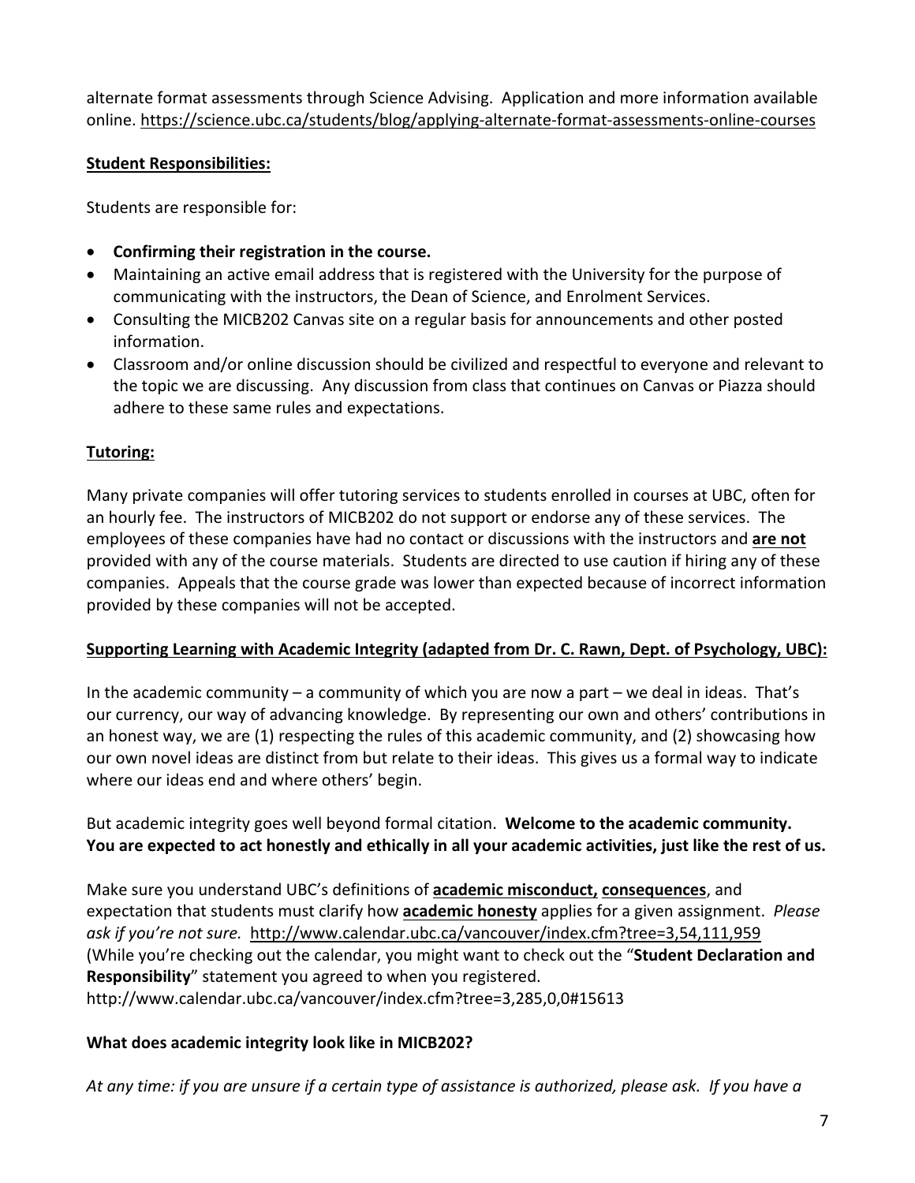alternate format assessments through Science Advising. Application and more information available online. https://science.ubc.ca/students/blog/applying-alternate-format-assessments-online-courses

**Student Responsibilities:**

Students are responsible for:

- **Confirming their registration in the course.**
- Maintaining an active email address that is registered with the University for the purpose of communicating with the instructors, the Dean of Science, and Enrolment Services.
- Consulting the MICB202 Canvas site on a regular basis for announcements and other posted information.
- Classroom and/or online discussion should be civilized and respectful to everyone and relevant to the topic we are discussing. Any discussion from class that continues on Canvas or Piazza should adhere to these same rules and expectations.

**Tutoring:**

Many private companies will offer tutoring services to students enrolled in courses at UBC, often for an hourly fee. The instructors of MICB202 do not support or endorse any of these services. The employees of these companies have had no contact or discussions with the instructors and **are not** provided with any of the course materials. Students are directed to use caution if hiring any of these companies. Appeals that the course grade was lower than expected because of incorrect information provided by these companies will not be accepted.

**Supporting Learning with Academic Integrity (adapted from Dr. C. Rawn, Dept. of Psychology, UBC):**

In the academic community – a community of which you are now a part – we deal in ideas. That's our currency, our way of advancing knowledge. By representing our own and others' contributions in an honest way, we are (1) respecting the rules of this academic community, and (2) showcasing how our own novel ideas are distinct from but relate to their ideas. This gives us a formal way to indicate where our ideas end and where others' begin.

But academic integrity goes well beyond formal citation. **Welcome to the academic community. You are expected to act honestly and ethically in all your academic activities, just like the rest of us.**

Make sure you understand UBC's definitions of **academic misconduct, consequences**, and expectation that students must clarify how **academic honesty** applies for a given assignment. *Please ask if you're not sure.* http://www.calendar.ubc.ca/vancouver/index.cfm?tree=3,54,111,959 (While you're checking out the calendar, you might want to check out the "**Student Declaration and Responsibility**" statement you agreed to when you registered. http://www.calendar.ubc.ca/vancouver/index.cfm?tree=3,285,0,0#15613

**What does academic integrity look like in MICB202?**

*At any time: if you are unsure if a certain type of assistance is authorized, please ask. If you have a*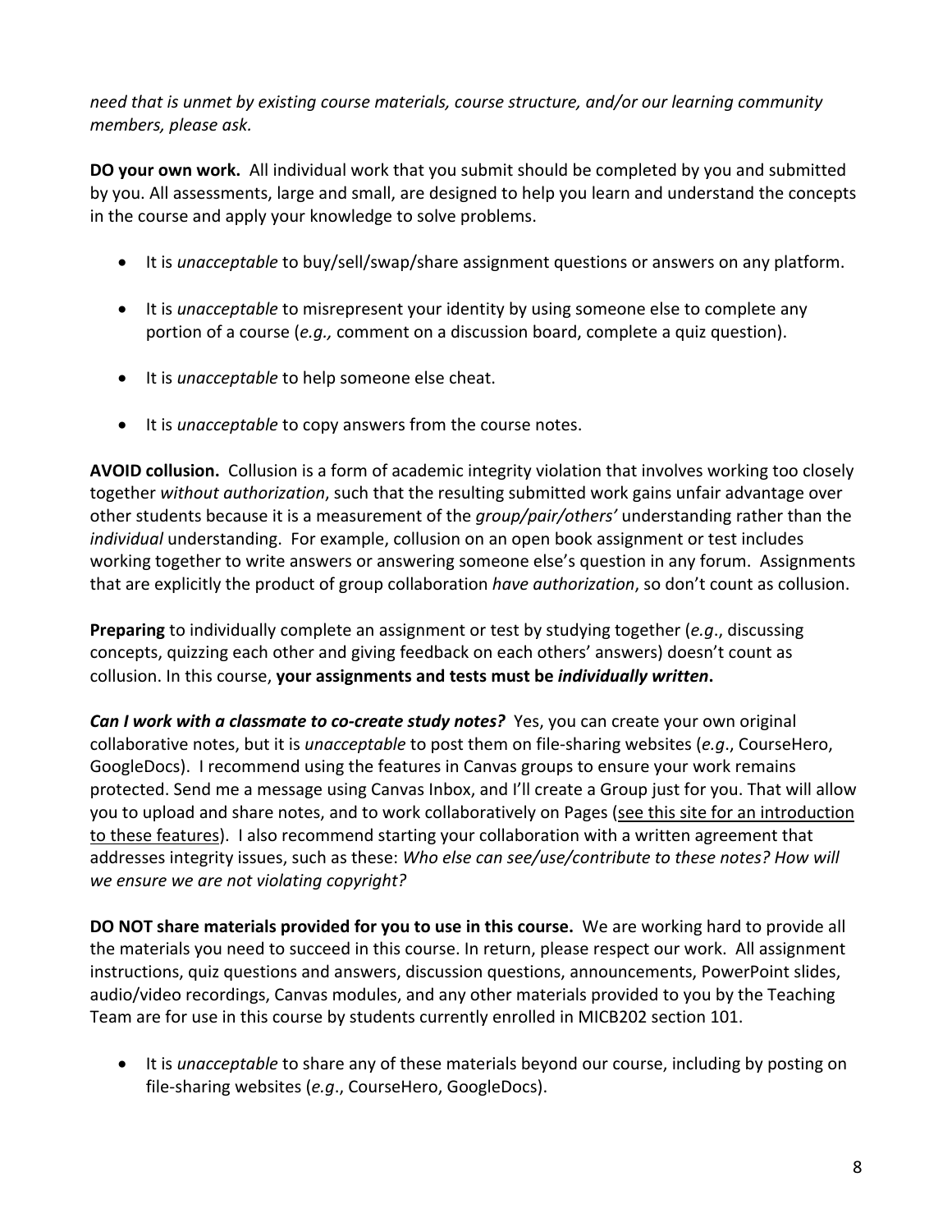*need that is unmet by existing course materials, course structure, and/or our learning community members, please ask.*

**DO your own work.** All individual work that you submit should be completed by you and submitted by you. All assessments, large and small, are designed to help you learn and understand the concepts in the course and apply your knowledge to solve problems.

- It is *unacceptable* to buy/sell/swap/share assignment questions or answers on any platform.
- It is *unacceptable* to misrepresent your identity by using someone else to complete any portion of a course (*e.g.,* comment on a discussion board, complete a quiz question).
- It is *unacceptable* to help someone else cheat.
- It is *unacceptable* to copy answers from the course notes.

**AVOID collusion.** Collusion is a form of academic integrity violation that involves working too closely together *without authorization*, such that the resulting submitted work gains unfair advantage over other students because it is a measurement of the *group/pair/others'* understanding rather than the *individual* understanding. For example, collusion on an open book assignment or test includes working together to write answers or answering someone else's question in any forum. Assignments that are explicitly the product of group collaboration *have authorization*, so don't count as collusion.

**Preparing** to individually complete an assignment or test by studying together (*e.g*., discussing concepts, quizzing each other and giving feedback on each others' answers) doesn't count as collusion. In this course, **your assignments and tests must be *individually written*.**

***Can I work with a classmate to co-create study notes?*** Yes, you can create your own original collaborative notes, but it is *unacceptable* to post them on file-sharing websites (*e.g*., CourseHero, GoogleDocs). I recommend using the features in Canvas groups to ensure your work remains protected. Send me a message using Canvas Inbox, and I'll create a Group just for you. That will allow you to upload and share notes, and to work collaboratively on Pages (see this site for an introduction to these features). I also recommend starting your collaboration with a written agreement that addresses integrity issues, such as these: *Who else can see/use/contribute to these notes? How will we ensure we are not violating copyright?*

**DO NOT share materials provided for you to use in this course.** We are working hard to provide all the materials you need to succeed in this course. In return, please respect our work. All assignment instructions, quiz questions and answers, discussion questions, announcements, PowerPoint slides, audio/video recordings, Canvas modules, and any other materials provided to you by the Teaching Team are for use in this course by students currently enrolled in MICB202 section 101.

- It is *unacceptable* to share any of these materials beyond our course, including by posting on file-sharing websites (*e.g*., CourseHero, GoogleDocs).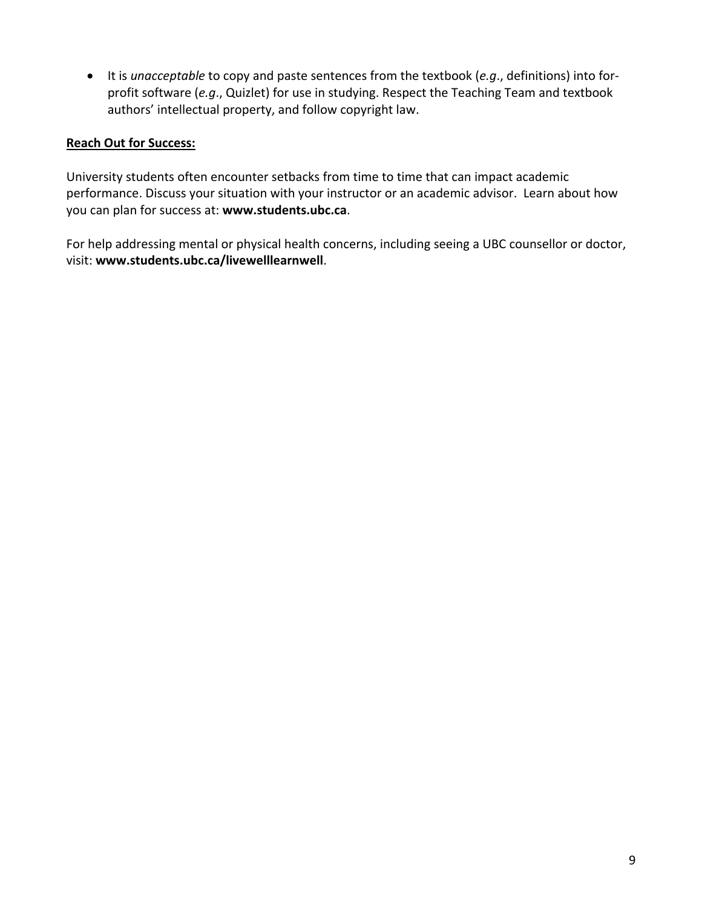- It is *unacceptable* to copy and paste sentences from the textbook (*e.g*., definitions) into for-profit software (*e.g*., Quizlet) for use in studying. Respect the Teaching Team and textbook authors' intellectual property, and follow copyright law.

**Reach Out for Success:**

University students often encounter setbacks from time to time that can impact academic performance. Discuss your situation with your instructor or an academic advisor. Learn about how you can plan for success at: **www.students.ubc.ca**.

For help addressing mental or physical health concerns, including seeing a UBC counsellor or doctor, visit: **www.students.ubc.ca/livewelllearnwell**.